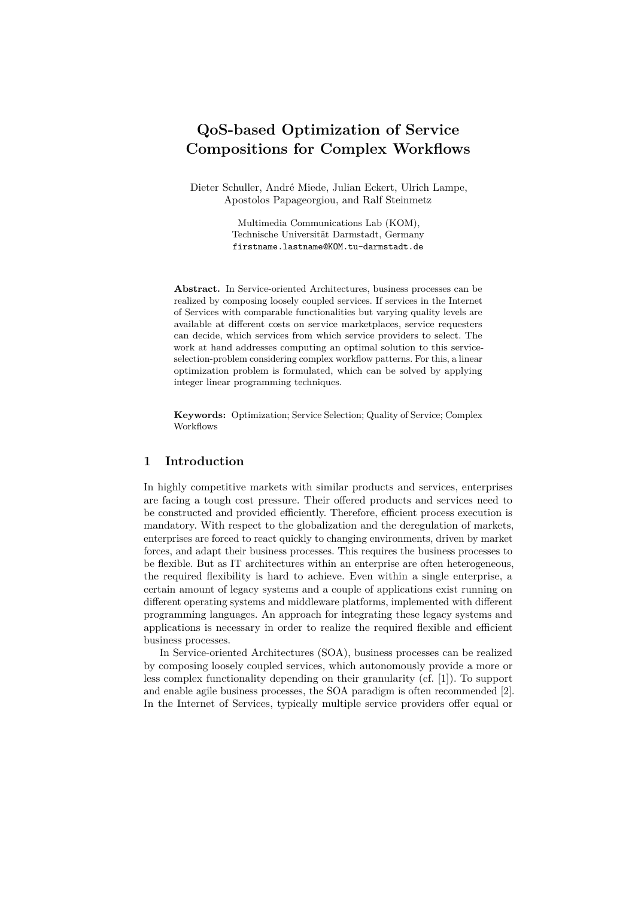# QoS-based Optimization of Service Compositions for Complex Workflows

Dieter Schuller, André Miede, Julian Eckert, Ulrich Lampe, Apostolos Papageorgiou, and Ralf Steinmetz

Multimedia Communications Lab (KOM),
Technische Universität Darmstadt, Germany
firstname.lastname@KOM.tu-darmstadt.de

**Abstract.** In Service-oriented Architectures, business processes can be realized by composing loosely coupled services. If services in the Internet of Services with comparable functionalities but varying quality levels are available at different costs on service marketplaces, service requesters can decide, which services from which service providers to select. The work at hand addresses computing an optimal solution to this service-selection-problem considering complex workflow patterns. For this, a linear optimization problem is formulated, which can be solved by applying integer linear programming techniques.

**Keywords:** Optimization; Service Selection; Quality of Service; Complex Workflows

## 1 Introduction

In highly competitive markets with similar products and services, enterprises are facing a tough cost pressure. Their offered products and services need to be constructed and provided efficiently. Therefore, efficient process execution is mandatory. With respect to the globalization and the deregulation of markets, enterprises are forced to react quickly to changing environments, driven by market forces, and adapt their business processes. This requires the business processes to be flexible. But as IT architectures within an enterprise are often heterogeneous, the required flexibility is hard to achieve. Even within a single enterprise, a certain amount of legacy systems and a couple of applications exist running on different operating systems and middleware platforms, implemented with different programming languages. An approach for integrating these legacy systems and applications is necessary in order to realize the required flexible and efficient business processes.

In Service-oriented Architectures (SOA), business processes can be realized by composing loosely coupled services, which autonomously provide a more or less complex functionality depending on their granularity (cf. [1]). To support and enable agile business processes, the SOA paradigm is often recommended [2]. In the Internet of Services, typically multiple service providers offer equal or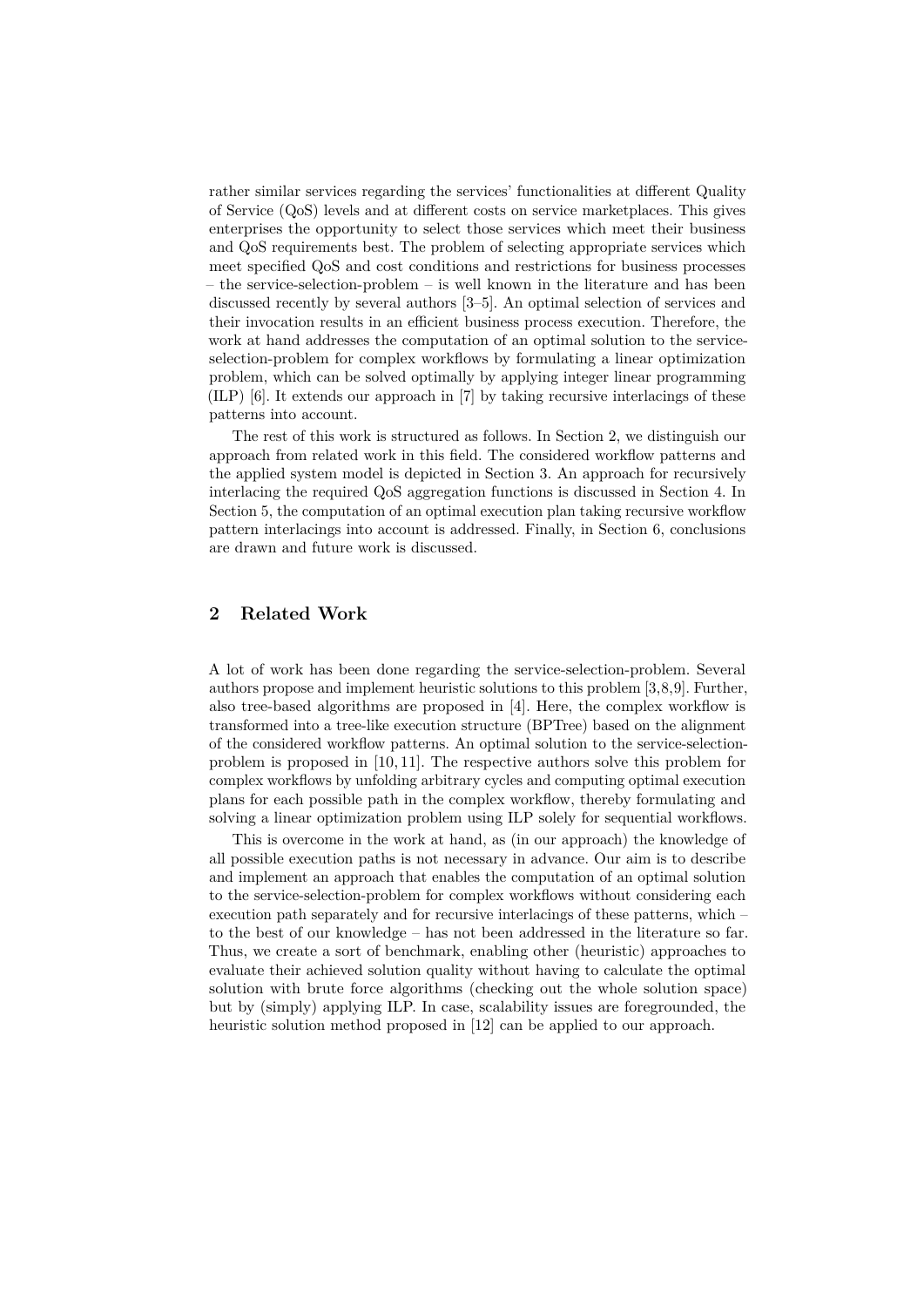rather similar services regarding the services' functionalities at different Quality of Service (QoS) levels and at different costs on service marketplaces. This gives enterprises the opportunity to select those services which meet their business and QoS requirements best. The problem of selecting appropriate services which meet specified QoS and cost conditions and restrictions for business processes – the service-selection-problem – is well known in the literature and has been discussed recently by several authors [3–5]. An optimal selection of services and their invocation results in an efficient business process execution. Therefore, the work at hand addresses the computation of an optimal solution to the service-selection-problem for complex workflows by formulating a linear optimization problem, which can be solved optimally by applying integer linear programming (ILP) [6]. It extends our approach in [7] by taking recursive interlacings of these patterns into account.

The rest of this work is structured as follows. In Section 2, we distinguish our approach from related work in this field. The considered workflow patterns and the applied system model is depicted in Section 3. An approach for recursively interlacing the required QoS aggregation functions is discussed in Section 4. In Section 5, the computation of an optimal execution plan taking recursive workflow pattern interlacings into account is addressed. Finally, in Section 6, conclusions are drawn and future work is discussed.

## 2 Related Work

A lot of work has been done regarding the service-selection-problem. Several authors propose and implement heuristic solutions to this problem [3,8,9]. Further, also tree-based algorithms are proposed in [4]. Here, the complex workflow is transformed into a tree-like execution structure (BPTree) based on the alignment of the considered workflow patterns. An optimal solution to the service-selection-problem is proposed in [10, 11]. The respective authors solve this problem for complex workflows by unfolding arbitrary cycles and computing optimal execution plans for each possible path in the complex workflow, thereby formulating and solving a linear optimization problem using ILP solely for sequential workflows.

This is overcome in the work at hand, as (in our approach) the knowledge of all possible execution paths is not necessary in advance. Our aim is to describe and implement an approach that enables the computation of an optimal solution to the service-selection-problem for complex workflows without considering each execution path separately and for recursive interlacings of these patterns, which – to the best of our knowledge – has not been addressed in the literature so far. Thus, we create a sort of benchmark, enabling other (heuristic) approaches to evaluate their achieved solution quality without having to calculate the optimal solution with brute force algorithms (checking out the whole solution space) but by (simply) applying ILP. In case, scalability issues are foregrounded, the heuristic solution method proposed in [12] can be applied to our approach.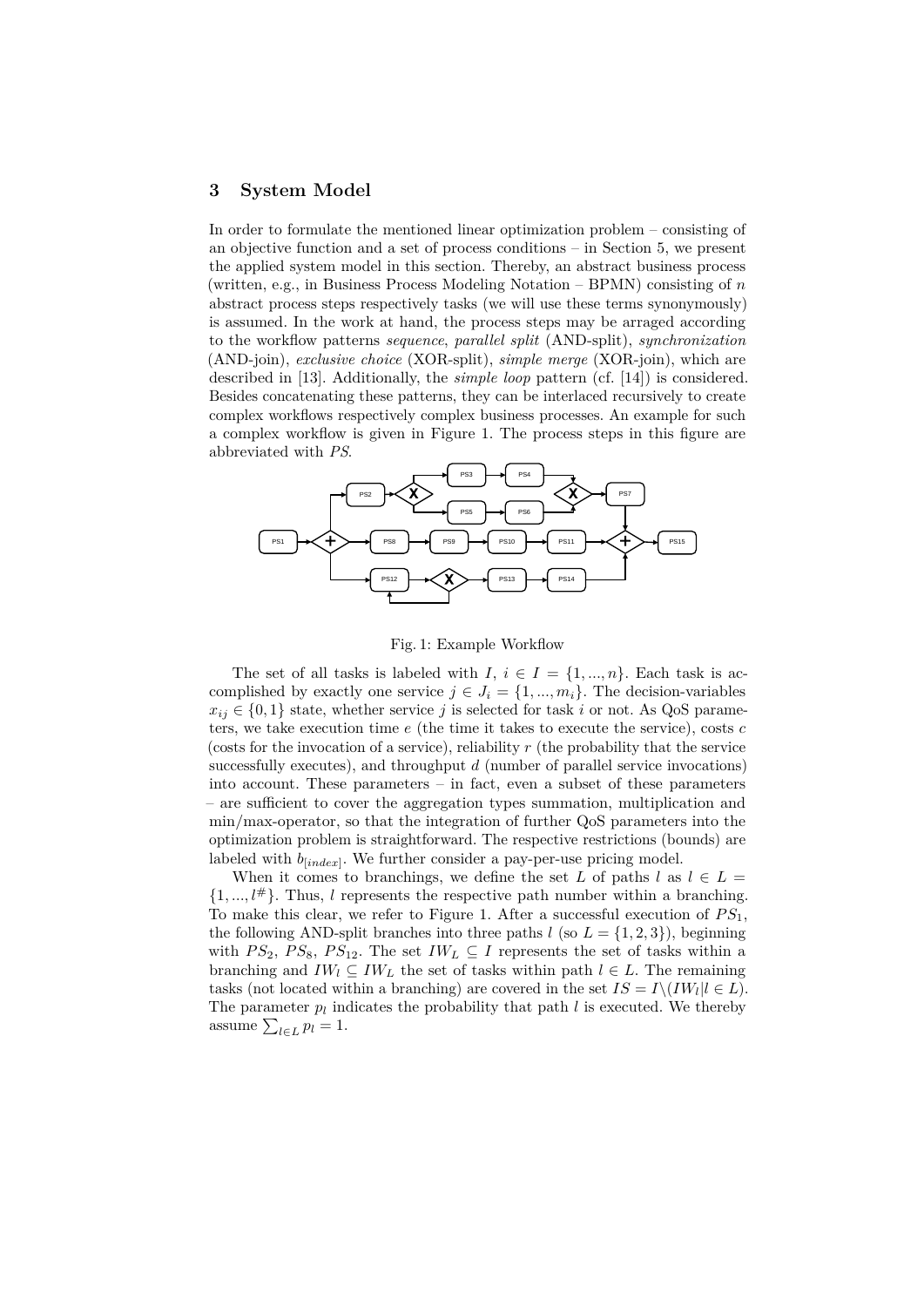## 3 System Model

In order to formulate the mentioned linear optimization problem – consisting of an objective function and a set of process conditions – in Section 5, we present the applied system model in this section. Thereby, an abstract business process (written, e.g., in Business Process Modeling Notation – BPMN) consisting of $n$ abstract process steps respectively tasks (we will use these terms synonymously) is assumed. In the work at hand, the process steps may be arraged according to the workflow patterns *sequence*, *parallel split* (AND-split), *synchronization* (AND-join), *exclusive choice* (XOR-split), *simple merge* (XOR-join), which are described in [13]. Additionally, the *simple loop* pattern (cf. [14]) is considered. Besides concatenating these patterns, they can be interlaced recursively to create complex workflows respectively complex business processes. An example for such a complex workflow is given in Figure 1. The process steps in this figure are abbreviated with *PS*.

Fig. 1: Example Workflow

The set of all tasks is labeled with $I$, $i \in I = \{1, ..., n\}$. Each task is accomplished by exactly one service $j \in J_i = \{1, ..., m_i\}$. The decision-variables $x_{ij} \in \{0, 1\}$ state, whether service $j$ is selected for task $i$ or not. As QoS parameters, we take execution time $e$ (the time it takes to execute the service), costs $c$ (costs for the invocation of a service), reliability $r$ (the probability that the service successfully executes), and throughput $d$ (number of parallel service invocations) into account. These parameters – in fact, even a subset of these parameters – are sufficient to cover the aggregation types summation, multiplication and min/max-operator, so that the integration of further QoS parameters into the optimization problem is straightforward. The respective restrictions (bounds) are labeled with $b_{[index]}$. We further consider a pay-per-use pricing model.

When it comes to branchings, we define the set $L$ of paths $l$ as $l \in L = \{1, ..., l^{\#}\}$. Thus, $l$ represents the respective path number within a branching. To make this clear, we refer to Figure 1. After a successful execution of $PS_1$, the following AND-split branches into three paths $l$ (so $L = \{1, 2, 3\}$), beginning with $PS_2$, $PS_8$, $PS_{12}$. The set $IW_L \subseteq I$ represents the set of tasks within a branching and $IW_l \subseteq IW_L$ the set of tasks within path $l \in L$. The remaining tasks (not located within a branching) are covered in the set $IS = I \backslash (IW_l | l \in L)$. The parameter $p_l$ indicates the probability that path $l$ is executed. We thereby assume $\sum_{l \in L} p_l = 1$.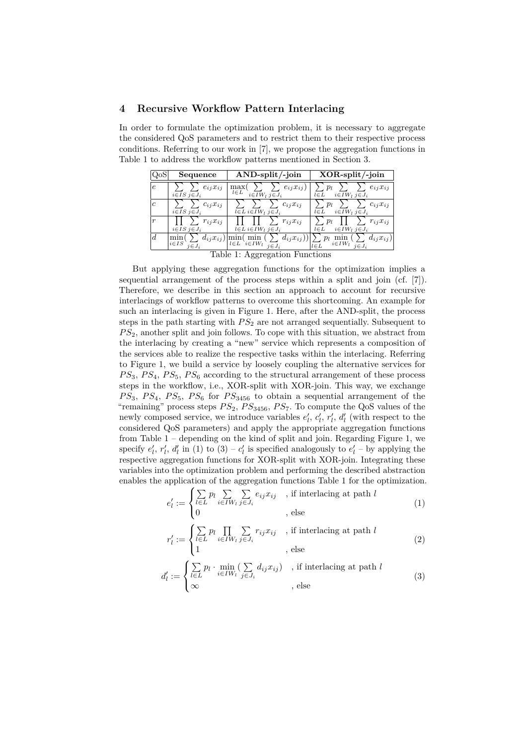## 4 Recursive Workflow Pattern Interlacing

In order to formulate the optimization problem, it is necessary to aggregate the considered QoS parameters and to restrict them to their respective process conditions. Referring to our work in [7], we propose the aggregation functions in Table 1 to address the workflow patterns mentioned in Section 3.

| QoS | Sequence | AND-split/-join | XOR-split/-join |
|---|---|---|---|
| $e$ | $\sum_{i \in IS} \sum_{j \in J_i} e_{ij} x_{ij}$ | $\max_{l \in L} ( \sum_{i \in IW_l} \sum_{j \in J_i} e_{ij} x_{ij})$ | $\sum_{l \in L} p_l \sum_{i \in IW_l} \sum_{j \in J_i} e_{ij} x_{ij}$ |
| $c$ | $\sum_{i \in IS} \sum_{j \in J_i} c_{ij} x_{ij}$ | $\sum_{l \in L} \sum_{i \in IW_l} \sum_{j \in J_i} c_{ij} x_{ij}$ | $\sum_{l \in L} p_l \sum_{i \in IW_l} \sum_{j \in J_i} c_{ij} x_{ij}$ |
| $r$ | $\prod_{i \in IS} \sum_{j \in J_i} r_{ij} x_{ij}$ | $\prod_{l \in L} \prod_{i \in IW_l} \sum_{j \in J_i} r_{ij} x_{ij}$ | $\sum_{l \in L} p_l \prod_{i \in IW_l} \sum_{j \in J_i} r_{ij} x_{ij}$ |
| $d$ | $\min_{i \in IS} ( \sum_{j \in J_i} d_{ij} x_{ij})$ | $\min_{l \in L} ( \min_{i \in IW_l} ( \sum_{j \in J_i} d_{ij} x_{ij}))$ | $\sum_{l \in L} p_l \min_{i \in IW_l} ( \sum_{j \in J_i} d_{ij} x_{ij})$ |

Table 1: Aggregation Functions

But applying these aggregation functions for the optimization implies a sequential arrangement of the process steps within a split and join (cf. [7]). Therefore, we describe in this section an approach to account for recursive interlacings of workflow patterns to overcome this shortcoming. An example for such an interlacing is given in Figure 1. Here, after the AND-split, the process steps in the path starting with $PS_2$ are not arranged sequentially. Subsequent to $PS_2$, another split and join follows. To cope with this situation, we abstract from the interlacing by creating a "new" service which represents a composition of the services able to realize the respective tasks within the interlacing. Referring to Figure 1, we build a service by loosely coupling the alternative services for $PS_3$, $PS_4$, $PS_5$, $PS_6$ according to the structural arrangement of these process steps in the workflow, i.e., XOR-split with XOR-join. This way, we exchange $PS_3$, $PS_4$, $PS_5$, $PS_6$ for $PS_{3456}$ to obtain a sequential arrangement of the "remaining" process steps $PS_2$, $PS_{3456}$, $PS_7$. To compute the QoS values of the newly composed service, we introduce variables $e'_l$, $c'_l$, $r'_l$, $d'_l$ (with respect to the considered QoS parameters) and apply the appropriate aggregation functions from Table 1 – depending on the kind of split and join. Regarding Figure 1, we specify $e'_l$, $r'_l$, $d'_l$ in (1) to (3) – $c'_l$ is specified analogously to $e'_l$ – by applying the respective aggregation functions for XOR-split with XOR-join. Integrating these variables into the optimization problem and performing the described abstraction enables the application of the aggregation functions Table 1 for the optimization.

$$e'_l := \begin{cases} \sum_{l \in L} p_l \sum_{i \in IW_l} \sum_{j \in J_i} e_{ij} x_{ij} & \text{, if interlacing at path } l \\ 0 & \text{, else} \end{cases} \tag{1}$$

$$r'_l := \begin{cases} \sum_{l \in L} p_l \prod_{i \in IW_l} \sum_{j \in J_i} r_{ij} x_{ij} & \text{, if interlacing at path } l \\ 1 & \text{, else} \end{cases} \tag{2}$$

$$d'_l := \begin{cases} \sum_{l \in L} p_l \cdot \min_{i \in IW_l} ( \sum_{j \in J_i} d_{ij} x_{ij}) & \text{, if interlacing at path } l \\ \infty & \text{, else} \end{cases} \tag{3}$$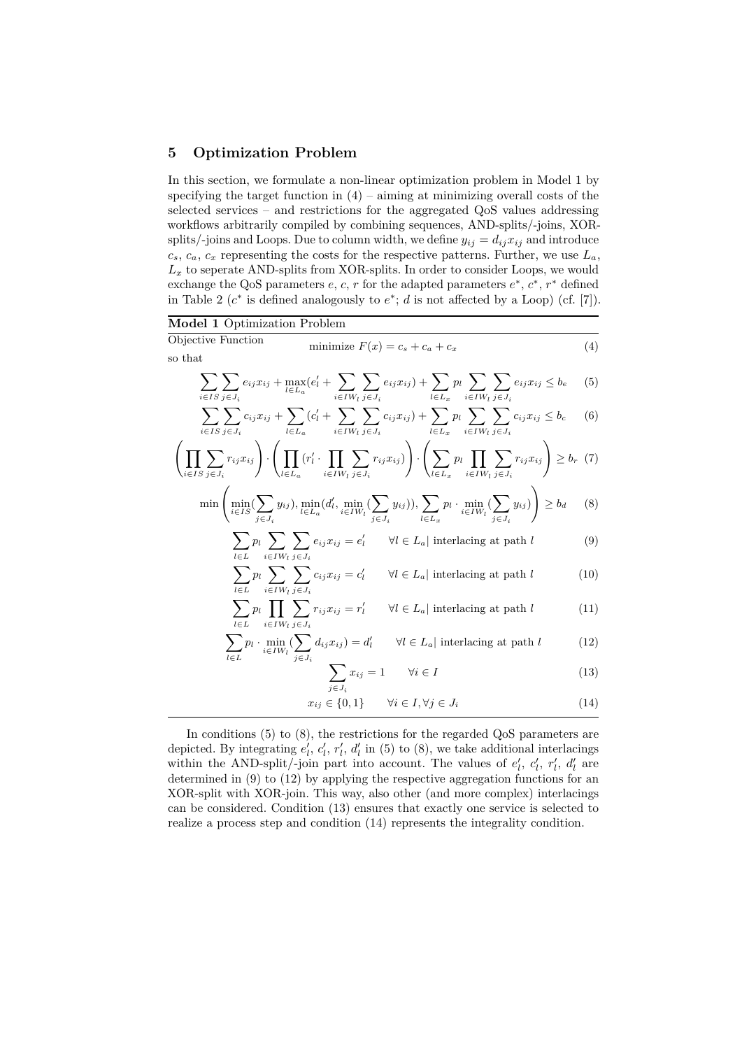## 5 Optimization Problem

In this section, we formulate a non-linear optimization problem in Model 1 by specifying the target function in (4) – aiming at minimizing overall costs of the selected services – and restrictions for the aggregated QoS values addressing workflows arbitrarily compiled by combining sequences, AND-splits/-joins, XOR-splits/-joins and Loops. Due to column width, we define $y_{ij} = d_{ij}x_{ij}$ and introduce $c_s$, $c_a$, $c_x$ representing the costs for the respective patterns. Further, we use $L_a$, $L_x$ to seperate AND-splits from XOR-splits. In order to consider Loops, we would exchange the QoS parameters $e$, $c$, $r$ for the adapted parameters $e^*$, $c^*$, $r^*$ defined in Table 2 ($c^*$ is defined analogously to $e^*$; $d$ is not affected by a Loop) (cf. [7]).

**Model 1** Optimization Problem

Objective Function

$$\text{minimize } F(x) = c_s + c_a + c_x \tag{4}$$

so that

$$\sum_{i \in IS} \sum_{j \in J_i} e_{ij}x_{ij} + \max_{l \in L_a}(e'_l + \sum_{i \in IW_l} \sum_{j \in J_i} e_{ij}x_{ij}) + \sum_{l \in L_x} p_l \sum_{i \in IW_l} \sum_{j \in J_i} e_{ij}x_{ij} \leq b_e \tag{5}$$

$$\sum_{i \in IS} \sum_{j \in J_i} c_{ij}x_{ij} + \sum_{l \in L_a}(c'_l + \sum_{i \in IW_l} \sum_{j \in J_i} c_{ij}x_{ij}) + \sum_{l \in L_x} p_l \sum_{i \in IW_l} \sum_{j \in J_i} c_{ij}x_{ij} \leq b_c \tag{6}$$

$$\left(\prod_{i \in IS} \sum_{j \in J_i} r_{ij}x_{ij}\right) \cdot \left(\prod_{l \in L_a}(r'_l \cdot \prod_{i \in IW_l} \sum_{j \in J_i} r_{ij}x_{ij})\right) \cdot \left(\sum_{l \in L_x} p_l \prod_{i \in IW_l} \sum_{j \in J_i} r_{ij}x_{ij}\right) \geq b_r \tag{7}$$

$$\min\left(\min_{i \in IS}(\sum_{j \in J_i} y_{ij}), \min_{l \in L_a}(d'_l, \min_{i \in IW_l}(\sum_{j \in J_i} y_{ij})), \sum_{l \in L_x} p_l \cdot \min_{i \in IW_l}(\sum_{j \in J_i} y_{ij})\right) \geq b_d \tag{8}$$

$$\sum_{l \in L} p_l \sum_{i \in IW_l} \sum_{j \in J_i} e_{ij}x_{ij} = e'_l \qquad \forall l \in L_a| \text{ interlacing at path } l \tag{9}$$

$$\sum_{l \in L} p_l \sum_{i \in IW_l} \sum_{j \in J_i} c_{ij}x_{ij} = c'_l \qquad \forall l \in L_a| \text{ interlacing at path } l \tag{10}$$

$$\sum_{l \in L} p_l \prod_{i \in IW_l} \sum_{j \in J_i} r_{ij}x_{ij} = r'_l \qquad \forall l \in L_a| \text{ interlacing at path } l \tag{11}$$

$$\sum_{l \in L} p_l \cdot \min_{i \in IW_l}(\sum_{j \in J_i} d_{ij}x_{ij}) = d'_l \qquad \forall l \in L_a| \text{ interlacing at path } l \tag{12}$$

$$\sum_{j \in J_i} x_{ij} = 1 \qquad \forall i \in I \tag{13}$$

$$x_{ij} \in \{0,1\} \qquad \forall i \in I, \forall j \in J_i \tag{14}$$

In conditions (5) to (8), the restrictions for the regarded QoS parameters are depicted. By integrating $e'_l$, $c'_l$, $r'_l$, $d'_l$ in (5) to (8), we take additional interlacings within the AND-split/-join part into account. The values of $e'_l$, $c'_l$, $r'_l$, $d'_l$ are determined in (9) to (12) by applying the respective aggregation functions for an XOR-split with XOR-join. This way, also other (and more complex) interlacings can be considered. Condition (13) ensures that exactly one service is selected to realize a process step and condition (14) represents the integrality condition.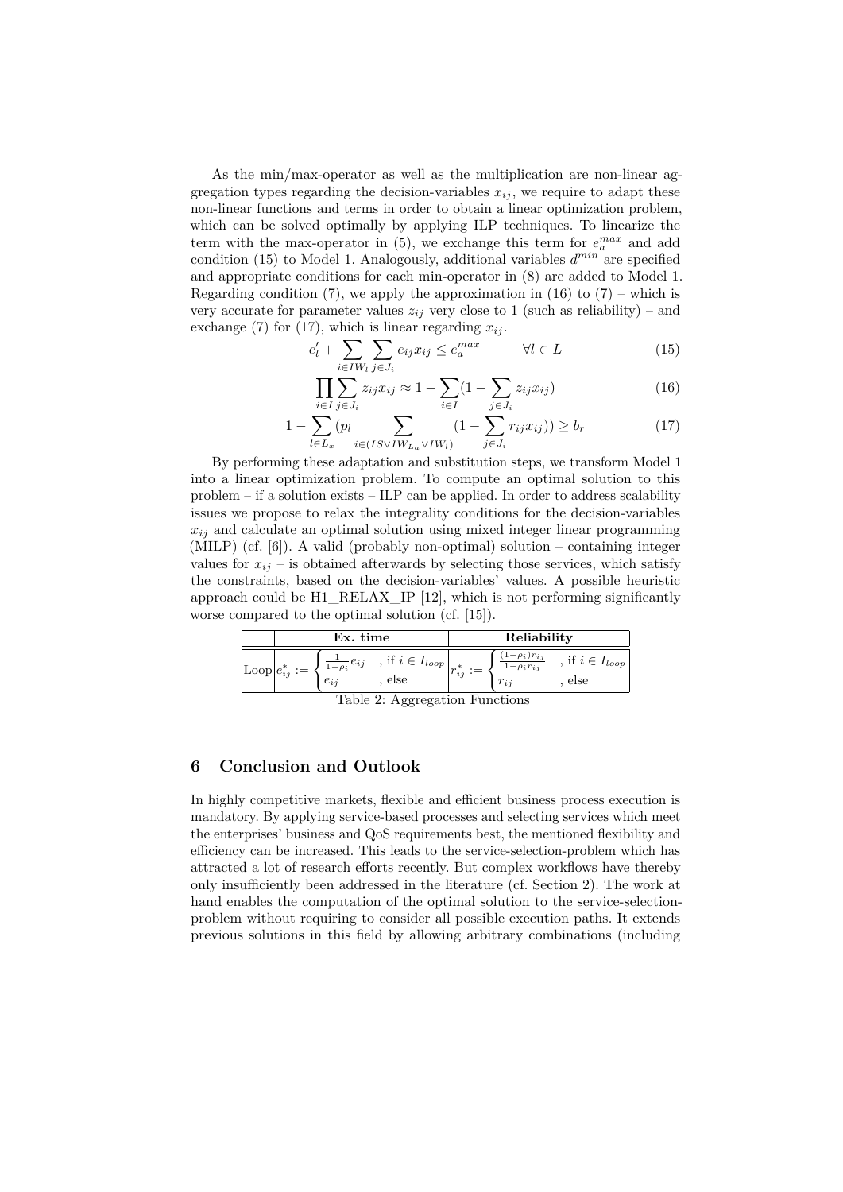As the min/max-operator as well as the multiplication are non-linear aggregation types regarding the decision-variables $x_{ij}$, we require to adapt these non-linear functions and terms in order to obtain a linear optimization problem, which can be solved optimally by applying ILP techniques. To linearize the term with the max-operator in (5), we exchange this term for $e_a^{max}$ and add condition (15) to Model 1. Analogously, additional variables $d^{min}$ are specified and appropriate conditions for each min-operator in (8) are added to Model 1. Regarding condition (7), we apply the approximation in (16) to (7) – which is very accurate for parameter values $z_{ij}$ very close to 1 (such as reliability) – and exchange (7) for (17), which is linear regarding $x_{ij}$.

$$e_l' + \sum_{i \in IW_l} \sum_{j \in J_i} e_{ij} x_{ij} \leq e_a^{max} \qquad \forall l \in L \tag{15}$$

$$\prod_{i \in I} \sum_{j \in J_i} z_{ij} x_{ij} \approx 1 - \sum_{i \in I} (1 - \sum_{j \in J_i} z_{ij} x_{ij}) \tag{16}$$

$$1 - \sum_{l \in L_x} (p_l \sum_{i \in (IS \vee IW_{L_a} \vee IW_l)} (1 - \sum_{j \in J_i} r_{ij} x_{ij})) \geq b_r \tag{17}$$

By performing these adaptation and substitution steps, we transform Model 1 into a linear optimization problem. To compute an optimal solution to this problem – if a solution exists – ILP can be applied. In order to address scalability issues we propose to relax the integrality conditions for the decision-variables $x_{ij}$ and calculate an optimal solution using mixed integer linear programming (MILP) (cf. [6]). A valid (probably non-optimal) solution – containing integer values for $x_{ij}$ – is obtained afterwards by selecting those services, which satisfy the constraints, based on the decision-variables' values. A possible heuristic approach could be H1_RELAX_IP [12], which is not performing significantly worse compared to the optimal solution (cf. [15]).

| | Ex. time | Reliability |
|---|---|---|
| Loop | $e_{ij}^* := \begin{cases} \frac{1}{1-\rho_i} e_{ij} & \text{, if } i \in I_{loop} \\ e_{ij} & \text{, else} \end{cases}$ | $r_{ij}^* := \begin{cases} \frac{(1-\rho_i) r_{ij}}{1-\rho_i r_{ij}} & \text{, if } i \in I_{loop} \\ r_{ij} & \text{, else} \end{cases}$ |

Table 2: Aggregation Functions

## 6 Conclusion and Outlook

In highly competitive markets, flexible and efficient business process execution is mandatory. By applying service-based processes and selecting services which meet the enterprises' business and QoS requirements best, the mentioned flexibility and efficiency can be increased. This leads to the service-selection-problem which has attracted a lot of research efforts recently. But complex workflows have thereby only insufficiently been addressed in the literature (cf. Section 2). The work at hand enables the computation of the optimal solution to the service-selection-problem without requiring to consider all possible execution paths. It extends previous solutions in this field by allowing arbitrary combinations (including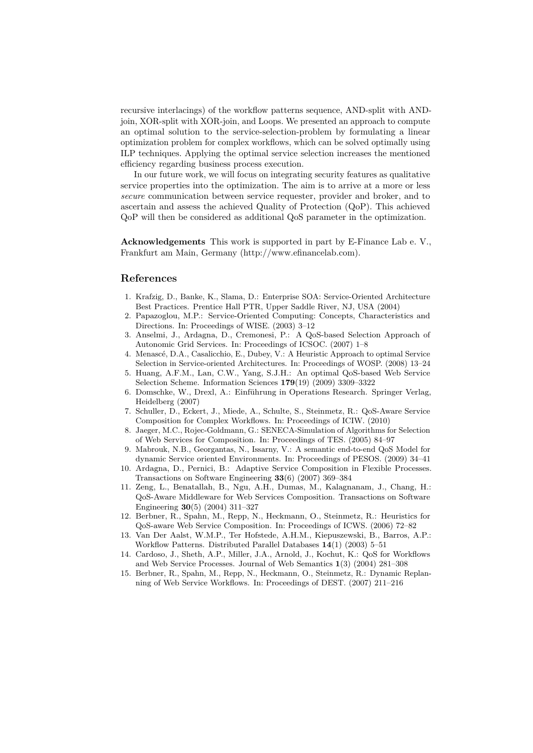recursive interlacings) of the workflow patterns sequence, AND-split with AND-join, XOR-split with XOR-join, and Loops. We presented an approach to compute an optimal solution to the service-selection-problem by formulating a linear optimization problem for complex workflows, which can be solved optimally using ILP techniques. Applying the optimal service selection increases the mentioned efficiency regarding business process execution.

In our future work, we will focus on integrating security features as qualitative service properties into the optimization. The aim is to arrive at a more or less *secure* communication between service requester, provider and broker, and to ascertain and assess the achieved Quality of Protection (QoP). This achieved QoP will then be considered as additional QoS parameter in the optimization.

**Acknowledgements** This work is supported in part by E-Finance Lab e. V., Frankfurt am Main, Germany (http://www.efinancelab.com).

## References

1. Krafzig, D., Banke, K., Slama, D.: Enterprise SOA: Service-Oriented Architecture Best Practices. Prentice Hall PTR, Upper Saddle River, NJ, USA (2004)
2. Papazoglou, M.P.: Service-Oriented Computing: Concepts, Characteristics and Directions. In: Proceedings of WISE. (2003) 3–12
3. Anselmi, J., Ardagna, D., Cremonesi, P.: A QoS-based Selection Approach of Autonomic Grid Services. In: Proceedings of ICSOC. (2007) 1–8
4. Menascé, D.A., Casalicchio, E., Dubey, V.: A Heuristic Approach to optimal Service Selection in Service-oriented Architectures. In: Proceedings of WOSP. (2008) 13–24
5. Huang, A.F.M., Lan, C.W., Yang, S.J.H.: An optimal QoS-based Web Service Selection Scheme. Information Sciences **179**(19) (2009) 3309–3322
6. Domschke, W., Drexl, A.: Einführung in Operations Research. Springer Verlag, Heidelberg (2007)
7. Schuller, D., Eckert, J., Miede, A., Schulte, S., Steinmetz, R.: QoS-Aware Service Composition for Complex Workflows. In: Proceedings of ICIW. (2010)
8. Jaeger, M.C., Rojec-Goldmann, G.: SENECA-Simulation of Algorithms for Selection of Web Services for Composition. In: Proceedings of TES. (2005) 84–97
9. Mabrouk, N.B., Georgantas, N., Issarny, V.: A semantic end-to-end QoS Model for dynamic Service oriented Environments. In: Proceedings of PESOS. (2009) 34–41
10. Ardagna, D., Pernici, B.: Adaptive Service Composition in Flexible Processes. Transactions on Software Engineering **33**(6) (2007) 369–384
11. Zeng, L., Benatallah, B., Ngu, A.H., Dumas, M., Kalagnanam, J., Chang, H.: QoS-Aware Middleware for Web Services Composition. Transactions on Software Engineering **30**(5) (2004) 311–327
12. Berbner, R., Spahn, M., Repp, N., Heckmann, O., Steinmetz, R.: Heuristics for QoS-aware Web Service Composition. In: Proceedings of ICWS. (2006) 72–82
13. Van Der Aalst, W.M.P., Ter Hofstede, A.H.M., Kiepuszewski, B., Barros, A.P.: Workflow Patterns. Distributed Parallel Databases **14**(1) (2003) 5–51
14. Cardoso, J., Sheth, A.P., Miller, J.A., Arnold, J., Kochut, K.: QoS for Workflows and Web Service Processes. Journal of Web Semantics **1**(3) (2004) 281–308
15. Berbner, R., Spahn, M., Repp, N., Heckmann, O., Steinmetz, R.: Dynamic Replanning of Web Service Workflows. In: Proceedings of DEST. (2007) 211–216